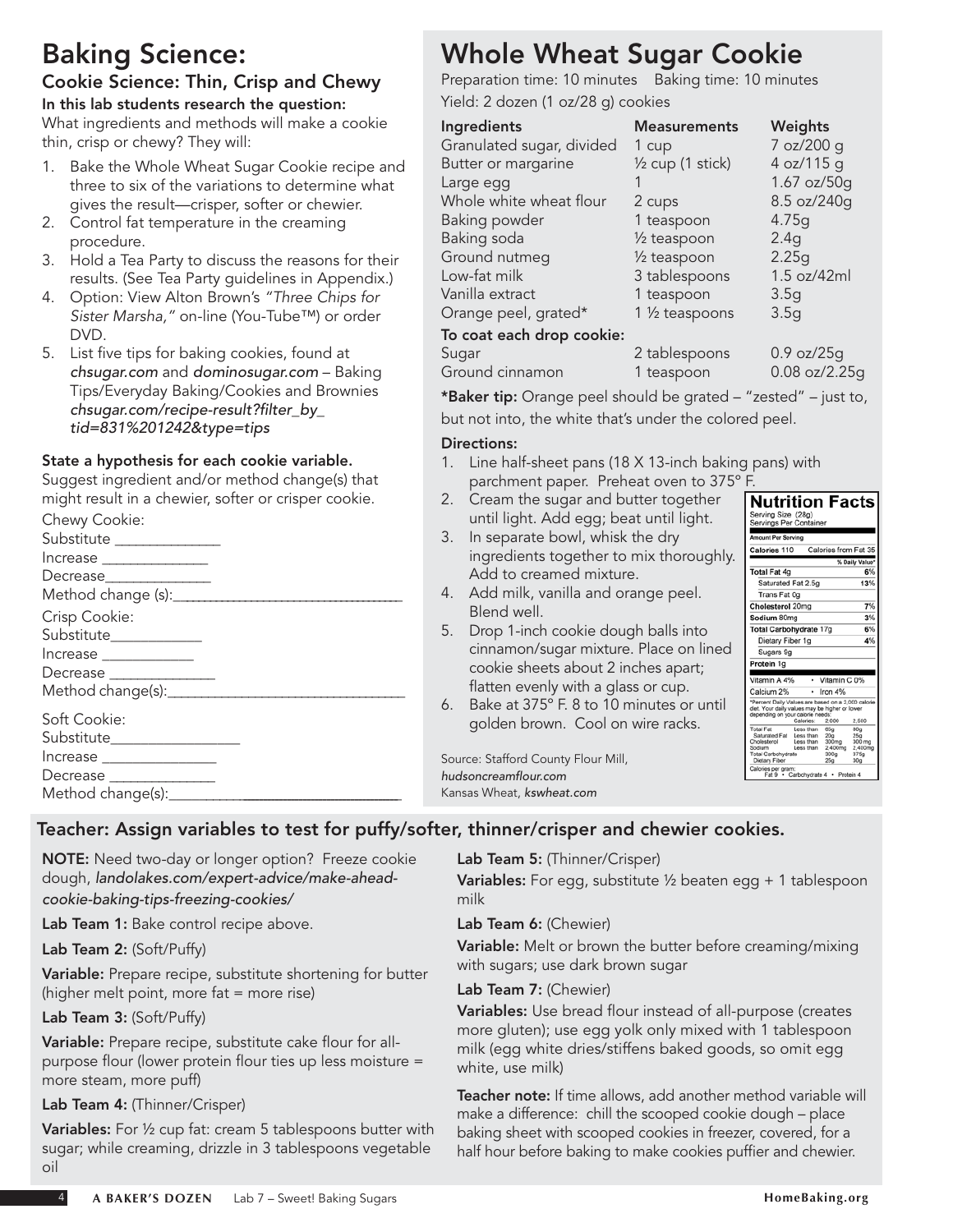# Baking Science:

## Cookie Science: Thin, Crisp and Chewy

**In this lab students research the question:**

What ingredients and methods will make a cookie thin, crisp or chewy? They will:

1. Bake the Whole Wheat Sugar Cookie recipe and three to six of the variations to determine what gives the result—crisper, softer or chewier.
2. Control fat temperature in the creaming procedure.
3. Hold a Tea Party to discuss the reasons for their results. (See Tea Party guidelines in Appendix.)
4. Option: View Alton Brown's *"Three Chips for Sister Marsha,"* on-line (You-Tube™) or order DVD.
5. List five tips for baking cookies, found at *chsugar.com* and *dominosugar.com* – Baking Tips/Everyday Baking/Cookies and Brownies *chsugar.com/recipe-result?filter_by_tid=831%201242&type=tips*

**State a hypothesis for each cookie variable.**

Suggest ingredient and/or method change(s) that might result in a chewier, softer or crisper cookie.

Chewy Cookie:
Substitute ______________
Increase ______________
Decrease______________
Method change (s):______________________________

Crisp Cookie:
Substitute____________
Increase ____________
Decrease ______________
Method change(s):______________________________

Soft Cookie:
Substitute_________________
Increase _______________
Decrease ______________
Method change(s):______________________________

# Whole Wheat Sugar Cookie

Preparation time: 10 minutes Baking time: 10 minutes
Yield: 2 dozen (1 oz/28 g) cookies

| Ingredients | Measurements | Weights |
|---|---|---|
| Granulated sugar, divided | 1 cup | 7 oz/200 g |
| Butter or margarine | ½ cup (1 stick) | 4 oz/115 g |
| Large egg | 1 | 1.67 oz/50g |
| Whole white wheat flour | 2 cups | 8.5 oz/240g |
| Baking powder | 1 teaspoon | 4.75g |
| Baking soda | ½ teaspoon | 2.4g |
| Ground nutmeg | ½ teaspoon | 2.25g |
| Low-fat milk | 3 tablespoons | 1.5 oz/42ml |
| Vanilla extract | 1 teaspoon | 3.5g |
| Orange peel, grated* | 1 ½ teaspoons | 3.5g |
| **To coat each drop cookie:** | | |
| Sugar | 2 tablespoons | 0.9 oz/25g |
| Ground cinnamon | 1 teaspoon | 0.08 oz/2.25g |

**\*Baker tip:** Orange peel should be grated – "zested" – just to, but not into, the white that's under the colored peel.

**Directions:**

1. Line half-sheet pans (18 X 13-inch baking pans) with parchment paper. Preheat oven to 375° F.
2. Cream the sugar and butter together until light. Add egg; beat until light.
3. In separate bowl, whisk the dry ingredients together to mix thoroughly. Add to creamed mixture.
4. Add milk, vanilla and orange peel. Blend well.
5. Drop 1-inch cookie dough balls into cinnamon/sugar mixture. Place on lined cookie sheets about 2 inches apart; flatten evenly with a glass or cup.
6. Bake at 375° F. 8 to 10 minutes or until golden brown. Cool on wire racks.

**Nutrition Facts**
Serving Size (28g)
Servings Per Container

| Amount Per Serving | |
|---|---|
| Calories 110 | Calories from Fat 35 |
| | % Daily Value* |
| Total Fat 4g | 6% |
| Saturated Fat 2.5g | 13% |
| Trans Fat 0g | |
| Cholesterol 20mg | 7% |
| Sodium 80mg | 3% |
| Total Carbohydrate 17g | 6% |
| Dietary Fiber 1g | 4% |
| Sugars 9g | |
| Protein 1g | |
| Vitamin A 4% | Vitamin C 0% |
| Calcium 2% | Iron 4% |

*Percent Daily Values are based on a 2,000 calorie diet. Your daily values may be higher or lower depending on your calorie needs:

| | Calories: | 2,000 | 2,500 |
|---|---|---|---|
| Total Fat | Less than | 65g | 80g |
| Saturated Fat | Less than | 20g | 25g |
| Cholesterol | Less than | 300mg | 300 mg |
| Sodium | Less than | 2,400mg | 2,400mg |
| Total Carbohydrate | | 300g | 375g |
| Dietary Fiber | | 25g | 30g |

Calories per gram:
Fat 9 • Carbohydrate 4 • Protein 4

Source: Stafford County Flour Mill, *hudsoncreamflour.com*
Kansas Wheat, *kswheat.com*

## Teacher: Assign variables to test for puffy/softer, thinner/crisper and chewier cookies.

**NOTE:** Need two-day or longer option? Freeze cookie dough, *landolakes.com/expert-advice/make-ahead-cookie-baking-tips-freezing-cookies/*

**Lab Team 1:** Bake control recipe above.

**Lab Team 2:** (Soft/Puffy)

**Variable:** Prepare recipe, substitute shortening for butter (higher melt point, more fat = more rise)

**Lab Team 3:** (Soft/Puffy)

**Variable:** Prepare recipe, substitute cake flour for all-purpose flour (lower protein flour ties up less moisture = more steam, more puff)

**Lab Team 4:** (Thinner/Crisper)

**Variables:** For ½ cup fat: cream 5 tablespoons butter with sugar; while creaming, drizzle in 3 tablespoons vegetable oil

**Lab Team 5:** (Thinner/Crisper)

**Variables:** For egg, substitute ½ beaten egg + 1 tablespoon milk

**Lab Team 6:** (Chewier)

**Variable:** Melt or brown the butter before creaming/mixing with sugars; use dark brown sugar

**Lab Team 7:** (Chewier)

**Variables:** Use bread flour instead of all-purpose (creates more gluten); use egg yolk only mixed with 1 tablespoon milk (egg white dries/stiffens baked goods, so omit egg white, use milk)

**Teacher note:** If time allows, add another method variable will make a difference: chill the scooped cookie dough – place baking sheet with scooped cookies in freezer, covered, for a half hour before baking to make cookies puffier and chewier.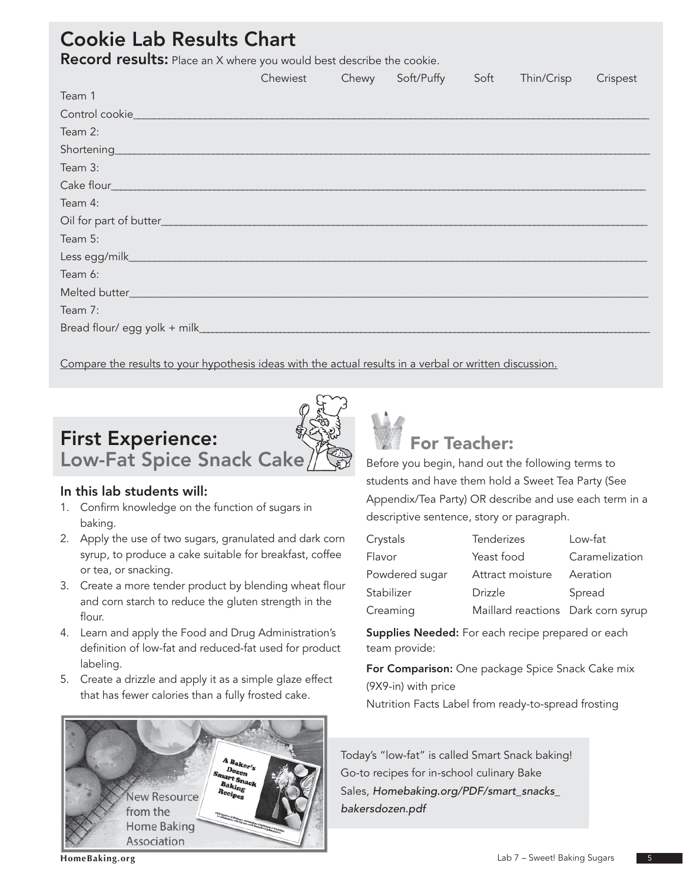## Cookie Lab Results Chart

**Record results:** Place an X where you would best describe the cookie.

| | Chewiest | Chewy | Soft/Puffy | Soft | Thin/Crisp | Crispest |
|---|---|---|---|---|---|---|
| Team 1<br>Control cookie | | | | | | |
| Team 2:<br>Shortening | | | | | | |
| Team 3:<br>Cake flour | | | | | | |
| Team 4:<br>Oil for part of butter | | | | | | |
| Team 5:<br>Less egg/milk | | | | | | |
| Team 6:<br>Melted butter | | | | | | |
| Team 7:<br>Bread flour/ egg yolk + milk | | | | | | |

Compare the results to your hypothesis ideas with the actual results in a verbal or written discussion.

## First Experience: Low-Fat Spice Snack Cake

### In this lab students will:

1. Confirm knowledge on the function of sugars in baking.
2. Apply the use of two sugars, granulated and dark corn syrup, to produce a cake suitable for breakfast, coffee or tea, or snacking.
3. Create a more tender product by blending wheat flour and corn starch to reduce the gluten strength in the flour.
4. Learn and apply the Food and Drug Administration's definition of low-fat and reduced-fat used for product labeling.
5. Create a drizzle and apply it as a simple glaze effect that has fewer calories than a fully frosted cake.

A Baker's Dozen Smart Snack Baking Recipes

New Resource from the Home Baking Association

## For Teacher:

Before you begin, hand out the following terms to students and have them hold a Sweet Tea Party (See Appendix/Tea Party) OR describe and use each term in a descriptive sentence, story or paragraph.

| | | |
|---|---|---|
| Crystals | Tenderizes | Low-fat |
| Flavor | Yeast food | Caramelization |
| Powdered sugar | Attract moisture | Aeration |
| Stabilizer | Drizzle | Spread |
| Creaming | Maillard reactions | Dark corn syrup |

**Supplies Needed:** For each recipe prepared or each team provide:

**For Comparison:** One package Spice Snack Cake mix (9X9-in) with price

Nutrition Facts Label from ready-to-spread frosting

Today's "low-fat" is called Smart Snack baking! Go-to recipes for in-school culinary Bake Sales, *Homebaking.org/PDF/smart_snacks_bakersdozen.pdf*